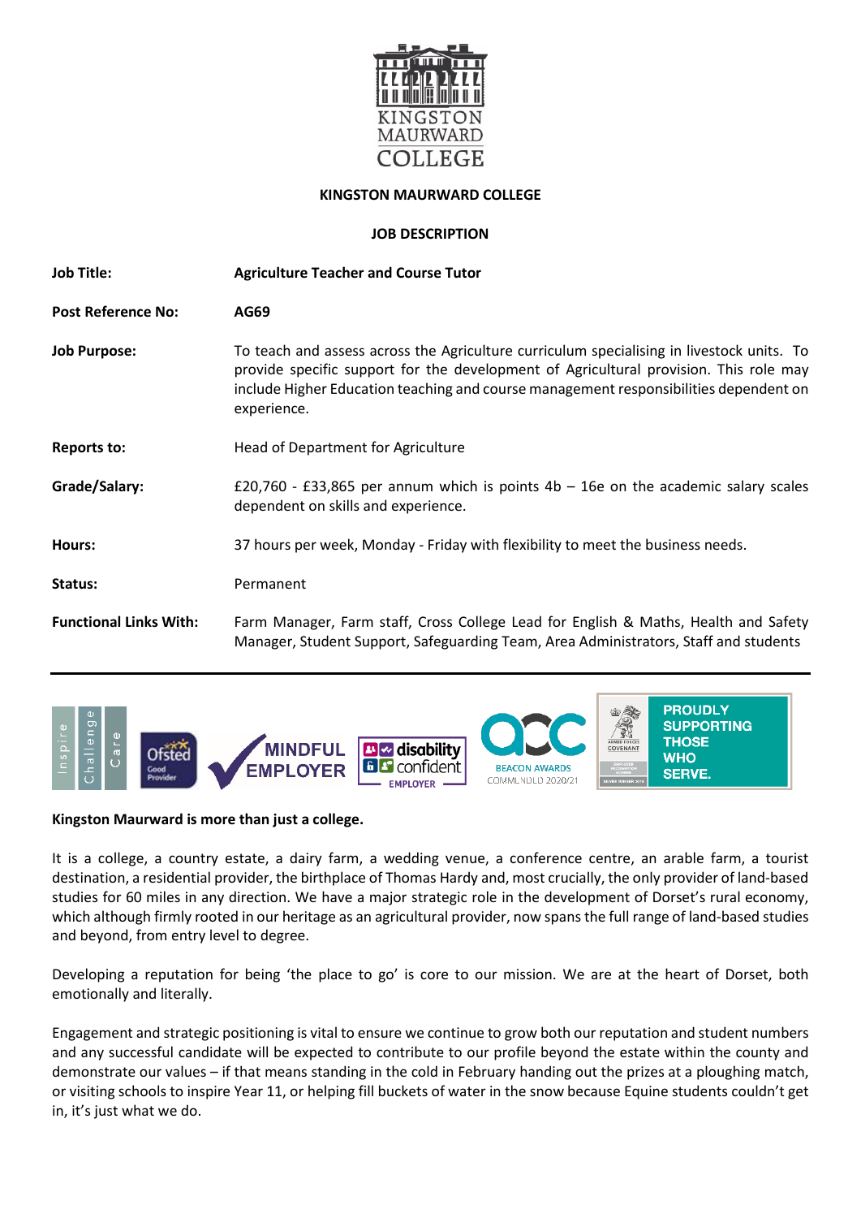**KINGSTON MAURWARD COLLEGE**

**JOB DESCRIPTION**

| | |
|---|---|
| **Job Title:** | **Agriculture Teacher and Course Tutor** |
| **Post Reference No:** | **AG69** |
| **Job Purpose:** | To teach and assess across the Agriculture curriculum specialising in livestock units. To provide specific support for the development of Agricultural provision. This role may include Higher Education teaching and course management responsibilities dependent on experience. |
| **Reports to:** | Head of Department for Agriculture |
| **Grade/Salary:** | £20,760 - £33,865 per annum which is points 4b – 16e on the academic salary scales dependent on skills and experience. |
| **Hours:** | 37 hours per week, Monday - Friday with flexibility to meet the business needs. |
| **Status:** | Permanent |
| **Functional Links With:** | Farm Manager, Farm staff, Cross College Lead for English & Maths, Health and Safety Manager, Student Support, Safeguarding Team, Area Administrators, Staff and students |

**Kingston Maurward is more than just a college.**

It is a college, a country estate, a dairy farm, a wedding venue, a conference centre, an arable farm, a tourist destination, a residential provider, the birthplace of Thomas Hardy and, most crucially, the only provider of land-based studies for 60 miles in any direction. We have a major strategic role in the development of Dorset's rural economy, which although firmly rooted in our heritage as an agricultural provider, now spans the full range of land-based studies and beyond, from entry level to degree.

Developing a reputation for being 'the place to go' is core to our mission. We are at the heart of Dorset, both emotionally and literally.

Engagement and strategic positioning is vital to ensure we continue to grow both our reputation and student numbers and any successful candidate will be expected to contribute to our profile beyond the estate within the county and demonstrate our values – if that means standing in the cold in February handing out the prizes at a ploughing match, or visiting schools to inspire Year 11, or helping fill buckets of water in the snow because Equine students couldn't get in, it's just what we do.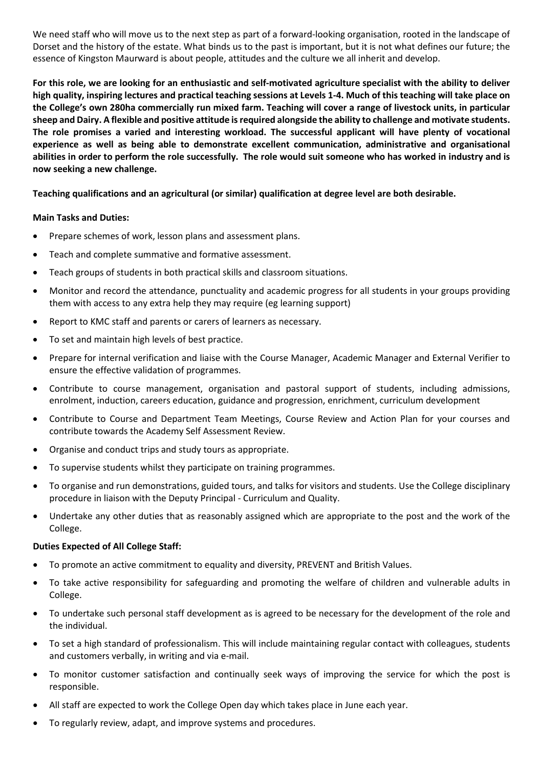We need staff who will move us to the next step as part of a forward-looking organisation, rooted in the landscape of Dorset and the history of the estate. What binds us to the past is important, but it is not what defines our future; the essence of Kingston Maurward is about people, attitudes and the culture we all inherit and develop.

**For this role, we are looking for an enthusiastic and self-motivated agriculture specialist with the ability to deliver high quality, inspiring lectures and practical teaching sessions at Levels 1-4. Much of this teaching will take place on the College's own 280ha commercially run mixed farm. Teaching will cover a range of livestock units, in particular sheep and Dairy. A flexible and positive attitude is required alongside the ability to challenge and motivate students. The role promises a varied and interesting workload. The successful applicant will have plenty of vocational experience as well as being able to demonstrate excellent communication, administrative and organisational abilities in order to perform the role successfully. The role would suit someone who has worked in industry and is now seeking a new challenge.**

**Teaching qualifications and an agricultural (or similar) qualification at degree level are both desirable.**

**Main Tasks and Duties:**

- Prepare schemes of work, lesson plans and assessment plans.
- Teach and complete summative and formative assessment.
- Teach groups of students in both practical skills and classroom situations.
- Monitor and record the attendance, punctuality and academic progress for all students in your groups providing them with access to any extra help they may require (eg learning support)
- Report to KMC staff and parents or carers of learners as necessary.
- To set and maintain high levels of best practice.
- Prepare for internal verification and liaise with the Course Manager, Academic Manager and External Verifier to ensure the effective validation of programmes.
- Contribute to course management, organisation and pastoral support of students, including admissions, enrolment, induction, careers education, guidance and progression, enrichment, curriculum development
- Contribute to Course and Department Team Meetings, Course Review and Action Plan for your courses and contribute towards the Academy Self Assessment Review.
- Organise and conduct trips and study tours as appropriate.
- To supervise students whilst they participate on training programmes.
- To organise and run demonstrations, guided tours, and talks for visitors and students. Use the College disciplinary procedure in liaison with the Deputy Principal - Curriculum and Quality.
- Undertake any other duties that as reasonably assigned which are appropriate to the post and the work of the College.

**Duties Expected of All College Staff:**

- To promote an active commitment to equality and diversity, PREVENT and British Values.
- To take active responsibility for safeguarding and promoting the welfare of children and vulnerable adults in College.
- To undertake such personal staff development as is agreed to be necessary for the development of the role and the individual.
- To set a high standard of professionalism. This will include maintaining regular contact with colleagues, students and customers verbally, in writing and via e-mail.
- To monitor customer satisfaction and continually seek ways of improving the service for which the post is responsible.
- All staff are expected to work the College Open day which takes place in June each year.
- To regularly review, adapt, and improve systems and procedures.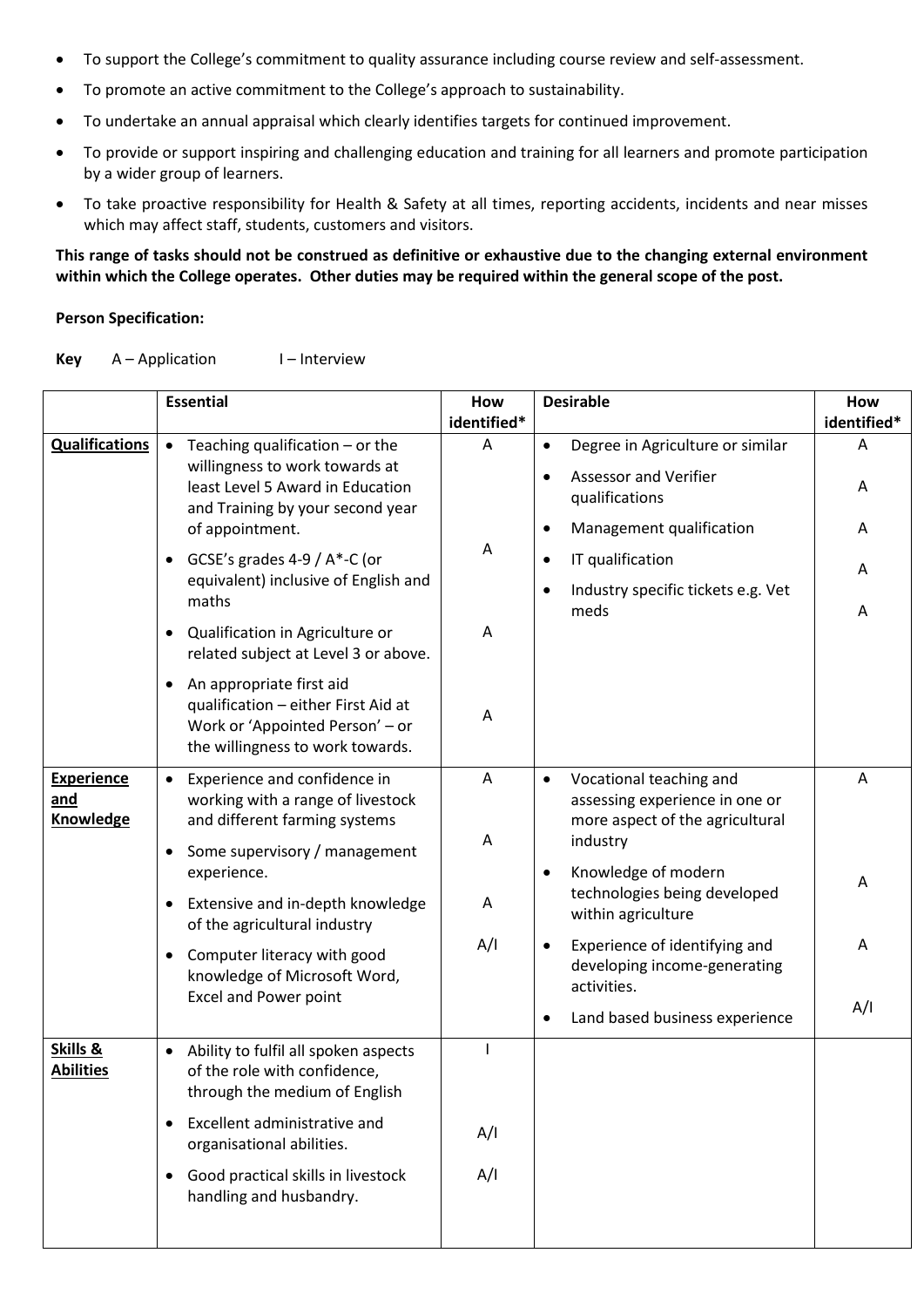- To support the College's commitment to quality assurance including course review and self-assessment.
- To promote an active commitment to the College's approach to sustainability.
- To undertake an annual appraisal which clearly identifies targets for continued improvement.
- To provide or support inspiring and challenging education and training for all learners and promote participation by a wider group of learners.
- To take proactive responsibility for Health & Safety at all times, reporting accidents, incidents and near misses which may affect staff, students, customers and visitors.

**This range of tasks should not be construed as definitive or exhaustive due to the changing external environment within which the College operates. Other duties may be required within the general scope of the post.**

**Person Specification:**

**Key** A – Application I – Interview

| | **Essential** | **How identified*** | **Desirable** | **How identified*** |
|---|---|---|---|---|
| **Qualifications** | • Teaching qualification – or the willingness to work towards at least Level 5 Award in Education and Training by your second year of appointment.<br>• GCSE's grades 4-9 / A*-C (or equivalent) inclusive of English and maths<br>• Qualification in Agriculture or related subject at Level 3 or above.<br>• An appropriate first aid qualification – either First Aid at Work or 'Appointed Person' – or the willingness to work towards. | A<br>A<br>A<br>A | • Degree in Agriculture or similar<br>• Assessor and Verifier qualifications<br>• Management qualification<br>• IT qualification<br>• Industry specific tickets e.g. Vet meds | A<br>A<br>A<br>A<br>A |
| **Experience and Knowledge** | • Experience and confidence in working with a range of livestock and different farming systems<br>• Some supervisory / management experience.<br>• Extensive and in-depth knowledge of the agricultural industry<br>• Computer literacy with good knowledge of Microsoft Word, Excel and Power point | A<br>A<br>A<br>A/I | • Vocational teaching and assessing experience in one or more aspect of the agricultural industry<br>• Knowledge of modern technologies being developed within agriculture<br>• Experience of identifying and developing income-generating activities.<br>• Land based business experience | A<br>A<br>A<br>A/I |
| **Skills & Abilities** | • Ability to fulfil all spoken aspects of the role with confidence, through the medium of English<br>• Excellent administrative and organisational abilities.<br>• Good practical skills in livestock handling and husbandry. | I<br>A/I<br>A/I | | |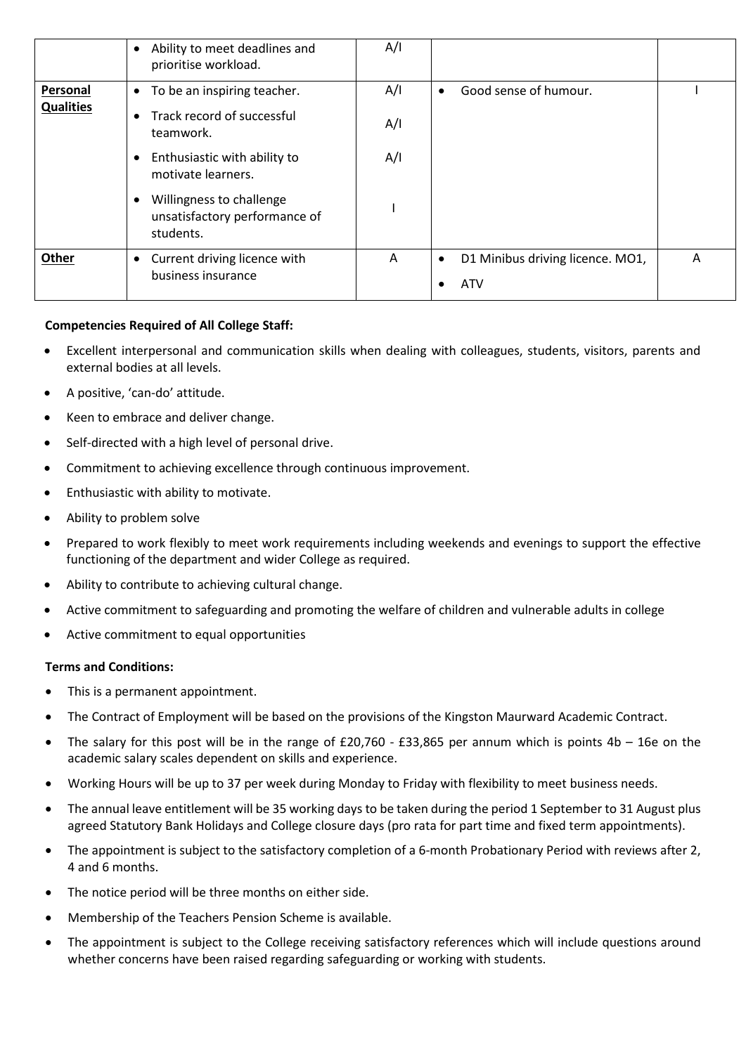| | | | | |
|---|---|---|---|---|
| | • Ability to meet deadlines and prioritise workload. | A/I | | |
| **Personal Qualities** | • To be an inspiring teacher.<br>• Track record of successful teamwork.<br>• Enthusiastic with ability to motivate learners.<br>• Willingness to challenge unsatisfactory performance of students. | A/I<br>A/I<br>A/I<br>I | • Good sense of humour. | I |
| **Other** | • Current driving licence with business insurance | A | • D1 Minibus driving licence. MO1,<br>• ATV | A |

**Competencies Required of All College Staff:**

- Excellent interpersonal and communication skills when dealing with colleagues, students, visitors, parents and external bodies at all levels.
- A positive, 'can-do' attitude.
- Keen to embrace and deliver change.
- Self-directed with a high level of personal drive.
- Commitment to achieving excellence through continuous improvement.
- Enthusiastic with ability to motivate.
- Ability to problem solve
- Prepared to work flexibly to meet work requirements including weekends and evenings to support the effective functioning of the department and wider College as required.
- Ability to contribute to achieving cultural change.
- Active commitment to safeguarding and promoting the welfare of children and vulnerable adults in college
- Active commitment to equal opportunities

**Terms and Conditions:**

- This is a permanent appointment.
- The Contract of Employment will be based on the provisions of the Kingston Maurward Academic Contract.
- The salary for this post will be in the range of £20,760 - £33,865 per annum which is points 4b – 16e on the academic salary scales dependent on skills and experience.
- Working Hours will be up to 37 per week during Monday to Friday with flexibility to meet business needs.
- The annual leave entitlement will be 35 working days to be taken during the period 1 September to 31 August plus agreed Statutory Bank Holidays and College closure days (pro rata for part time and fixed term appointments).
- The appointment is subject to the satisfactory completion of a 6-month Probationary Period with reviews after 2, 4 and 6 months.
- The notice period will be three months on either side.
- Membership of the Teachers Pension Scheme is available.
- The appointment is subject to the College receiving satisfactory references which will include questions around whether concerns have been raised regarding safeguarding or working with students.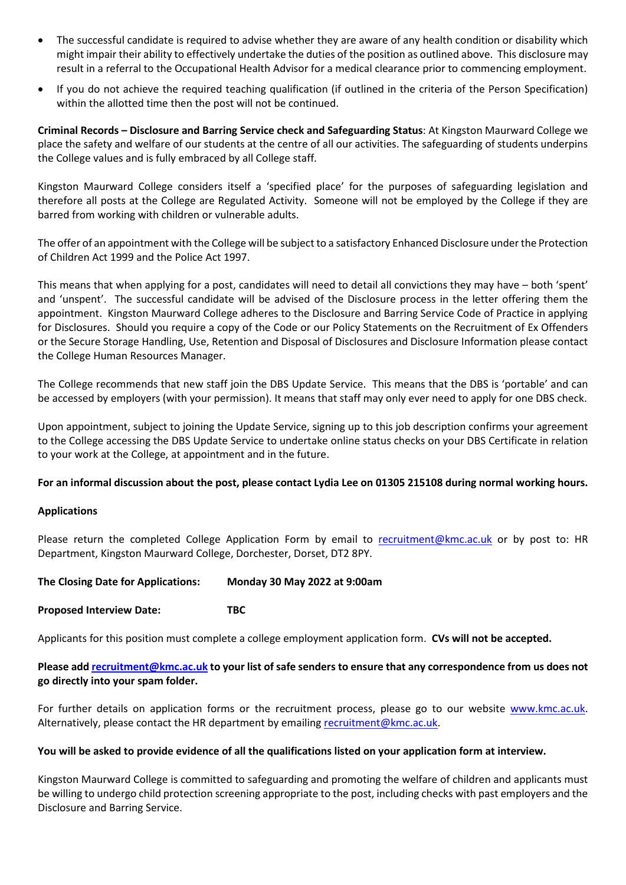- The successful candidate is required to advise whether they are aware of any health condition or disability which might impair their ability to effectively undertake the duties of the position as outlined above. This disclosure may result in a referral to the Occupational Health Advisor for a medical clearance prior to commencing employment.
- If you do not achieve the required teaching qualification (if outlined in the criteria of the Person Specification) within the allotted time then the post will not be continued.

**Criminal Records – Disclosure and Barring Service check and Safeguarding Status**: At Kingston Maurward College we place the safety and welfare of our students at the centre of all our activities. The safeguarding of students underpins the College values and is fully embraced by all College staff.

Kingston Maurward College considers itself a 'specified place' for the purposes of safeguarding legislation and therefore all posts at the College are Regulated Activity. Someone will not be employed by the College if they are barred from working with children or vulnerable adults.

The offer of an appointment with the College will be subject to a satisfactory Enhanced Disclosure under the Protection of Children Act 1999 and the Police Act 1997.

This means that when applying for a post, candidates will need to detail all convictions they may have – both 'spent' and 'unspent'. The successful candidate will be advised of the Disclosure process in the letter offering them the appointment. Kingston Maurward College adheres to the Disclosure and Barring Service Code of Practice in applying for Disclosures. Should you require a copy of the Code or our Policy Statements on the Recruitment of Ex Offenders or the Secure Storage Handling, Use, Retention and Disposal of Disclosures and Disclosure Information please contact the College Human Resources Manager.

The College recommends that new staff join the DBS Update Service. This means that the DBS is 'portable' and can be accessed by employers (with your permission). It means that staff may only ever need to apply for one DBS check.

Upon appointment, subject to joining the Update Service, signing up to this job description confirms your agreement to the College accessing the DBS Update Service to undertake online status checks on your DBS Certificate in relation to your work at the College, at appointment and in the future.

**For an informal discussion about the post, please contact Lydia Lee on 01305 215108 during normal working hours.**

**Applications**

Please return the completed College Application Form by email to recruitment@kmc.ac.uk or by post to: HR Department, Kingston Maurward College, Dorchester, Dorset, DT2 8PY.

**The Closing Date for Applications:** **Monday 30 May 2022 at 9:00am**

**Proposed Interview Date:** **TBC**

Applicants for this position must complete a college employment application form. **CVs will not be accepted.**

**Please add recruitment@kmc.ac.uk to your list of safe senders to ensure that any correspondence from us does not go directly into your spam folder.**

For further details on application forms or the recruitment process, please go to our website www.kmc.ac.uk. Alternatively, please contact the HR department by emailing recruitment@kmc.ac.uk.

**You will be asked to provide evidence of all the qualifications listed on your application form at interview.**

Kingston Maurward College is committed to safeguarding and promoting the welfare of children and applicants must be willing to undergo child protection screening appropriate to the post, including checks with past employers and the Disclosure and Barring Service.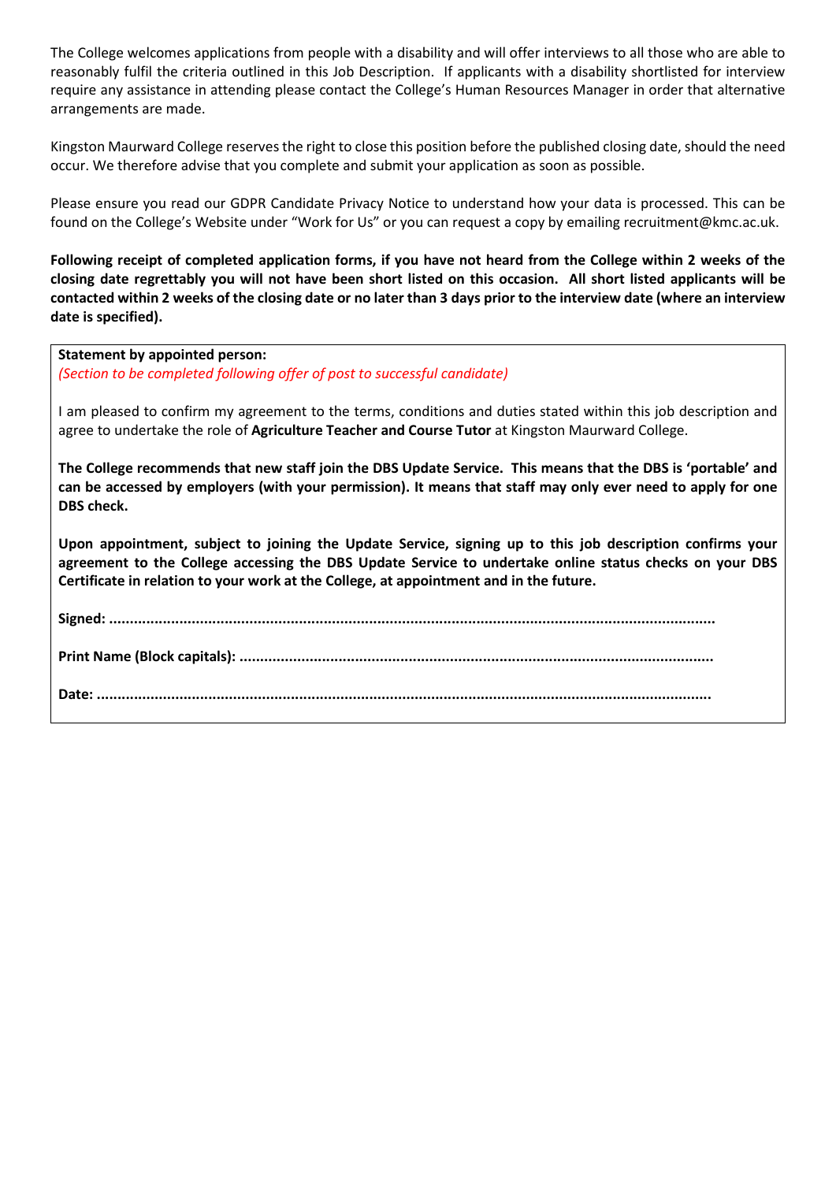The College welcomes applications from people with a disability and will offer interviews to all those who are able to reasonably fulfil the criteria outlined in this Job Description. If applicants with a disability shortlisted for interview require any assistance in attending please contact the College's Human Resources Manager in order that alternative arrangements are made.

Kingston Maurward College reserves the right to close this position before the published closing date, should the need occur. We therefore advise that you complete and submit your application as soon as possible.

Please ensure you read our GDPR Candidate Privacy Notice to understand how your data is processed. This can be found on the College's Website under "Work for Us" or you can request a copy by emailing recruitment@kmc.ac.uk.

**Following receipt of completed application forms, if you have not heard from the College within 2 weeks of the closing date regrettably you will not have been short listed on this occasion. All short listed applicants will be contacted within 2 weeks of the closing date or no later than 3 days prior to the interview date (where an interview date is specified).**

**Statement by appointed person:**
*(Section to be completed following offer of post to successful candidate)*

I am pleased to confirm my agreement to the terms, conditions and duties stated within this job description and agree to undertake the role of **Agriculture Teacher and Course Tutor** at Kingston Maurward College.

**The College recommends that new staff join the DBS Update Service. This means that the DBS is 'portable' and can be accessed by employers (with your permission). It means that staff may only ever need to apply for one DBS check.**

**Upon appointment, subject to joining the Update Service, signing up to this job description confirms your agreement to the College accessing the DBS Update Service to undertake online status checks on your DBS Certificate in relation to your work at the College, at appointment and in the future.**

**Signed: ..................................................................................................................................**

**Print Name (Block capitals): ..................................................................................................**

**Date: ......................................................................................................................................**